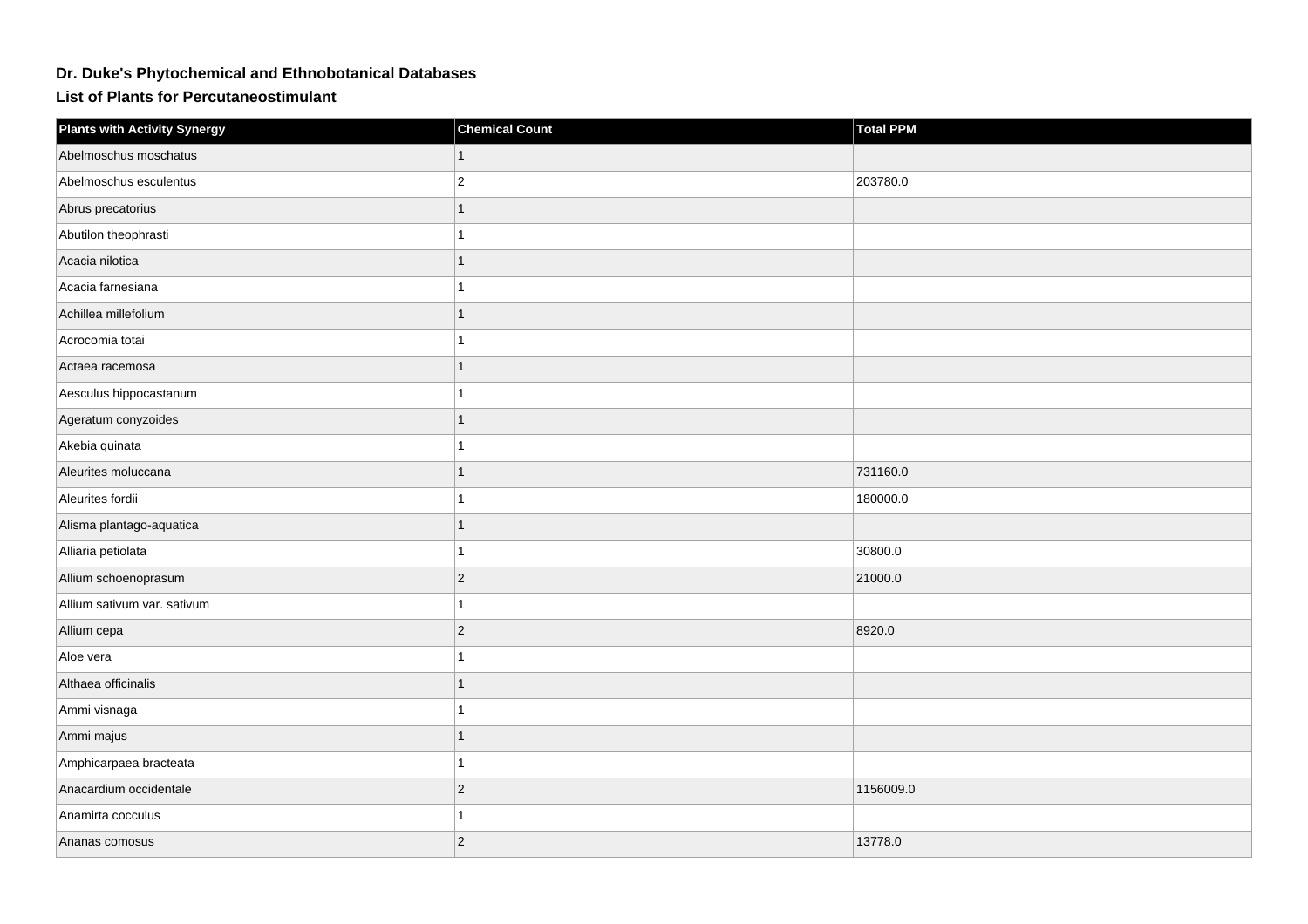# Dr. Duke's Phytochemical and Ethnobotanical Databases

## List of Plants for Percutaneostimulant

| Plants with Activity Synergy | Chemical Count | Total PPM |
|---|---|---|
| Abelmoschus moschatus | 1 | |
| Abelmoschus esculentus | 2 | 203780.0 |
| Abrus precatorius | 1 | |
| Abutilon theophrasti | 1 | |
| Acacia nilotica | 1 | |
| Acacia farnesiana | 1 | |
| Achillea millefolium | 1 | |
| Acrocomia totai | 1 | |
| Actaea racemosa | 1 | |
| Aesculus hippocastanum | 1 | |
| Ageratum conyzoides | 1 | |
| Akebia quinata | 1 | |
| Aleurites moluccana | 1 | 731160.0 |
| Aleurites fordii | 1 | 180000.0 |
| Alisma plantago-aquatica | 1 | |
| Alliaria petiolata | 1 | 30800.0 |
| Allium schoenoprasum | 2 | 21000.0 |
| Allium sativum var. sativum | 1 | |
| Allium cepa | 2 | 8920.0 |
| Aloe vera | 1 | |
| Althaea officinalis | 1 | |
| Ammi visnaga | 1 | |
| Ammi majus | 1 | |
| Amphicarpaea bracteata | 1 | |
| Anacardium occidentale | 2 | 1156009.0 |
| Anamirta cocculus | 1 | |
| Ananas comosus | 2 | 13778.0 |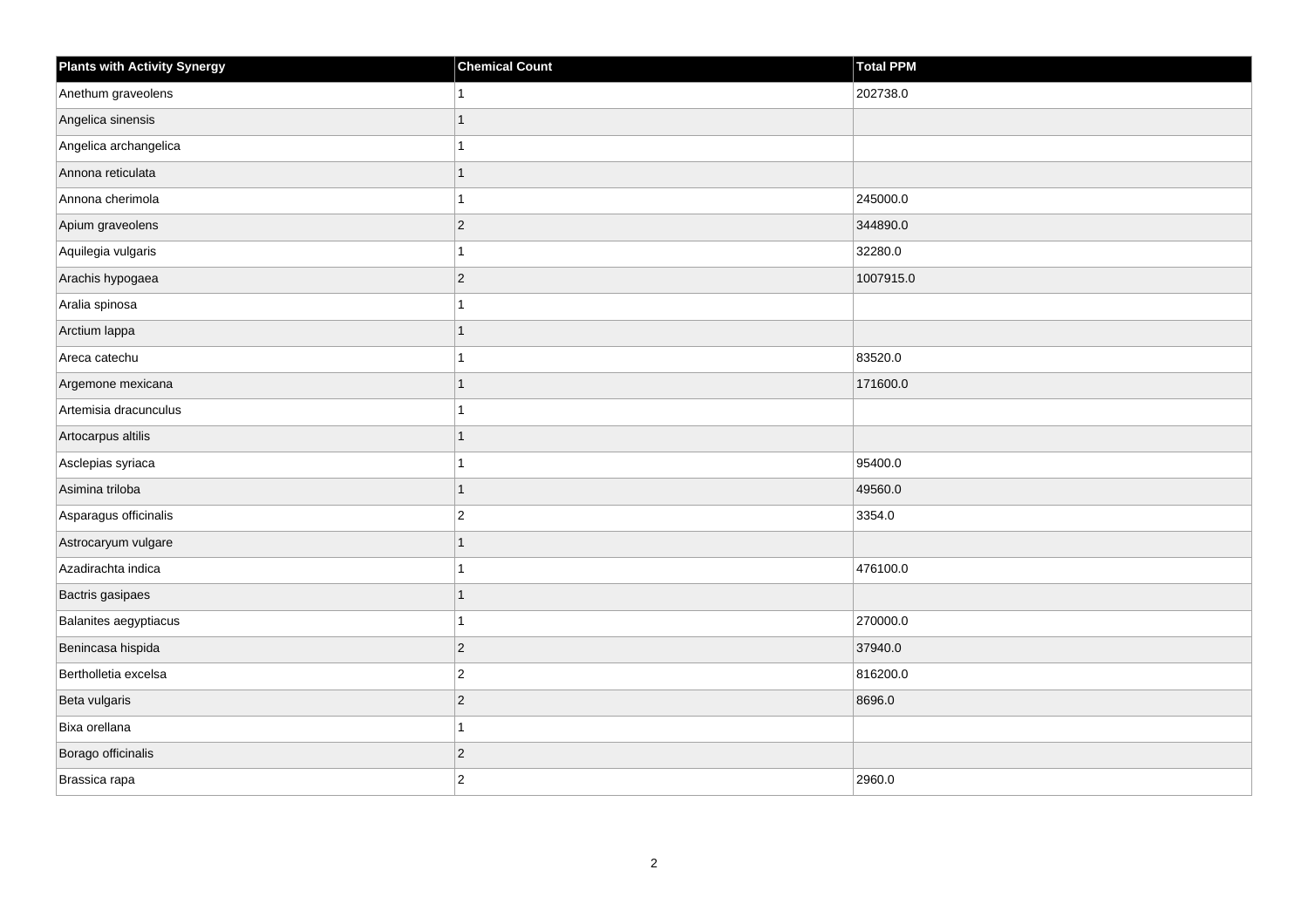| Plants with Activity Synergy | Chemical Count | Total PPM |
| --- | --- | --- |
| Anethum graveolens | 1 | 202738.0 |
| Angelica sinensis | 1 | |
| Angelica archangelica | 1 | |
| Annona reticulata | 1 | |
| Annona cherimola | 1 | 245000.0 |
| Apium graveolens | 2 | 344890.0 |
| Aquilegia vulgaris | 1 | 32280.0 |
| Arachis hypogaea | 2 | 1007915.0 |
| Aralia spinosa | 1 | |
| Arctium lappa | 1 | |
| Areca catechu | 1 | 83520.0 |
| Argemone mexicana | 1 | 171600.0 |
| Artemisia dracunculus | 1 | |
| Artocarpus altilis | 1 | |
| Asclepias syriaca | 1 | 95400.0 |
| Asimina triloba | 1 | 49560.0 |
| Asparagus officinalis | 2 | 3354.0 |
| Astrocaryum vulgare | 1 | |
| Azadirachta indica | 1 | 476100.0 |
| Bactris gasipaes | 1 | |
| Balanites aegyptiacus | 1 | 270000.0 |
| Benincasa hispida | 2 | 37940.0 |
| Bertholletia excelsa | 2 | 816200.0 |
| Beta vulgaris | 2 | 8696.0 |
| Bixa orellana | 1 | |
| Borago officinalis | 2 | |
| Brassica rapa | 2 | 2960.0 |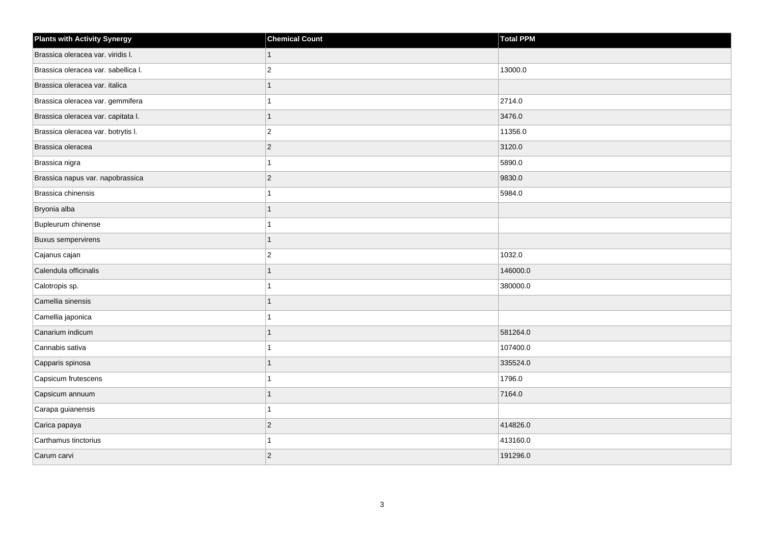| Plants with Activity Synergy | Chemical Count | Total PPM |
| --- | --- | --- |
| Brassica oleracea var. viridis l. | 1 | |
| Brassica oleracea var. sabellica l. | 2 | 13000.0 |
| Brassica oleracea var. italica | 1 | |
| Brassica oleracea var. gemmifera | 1 | 2714.0 |
| Brassica oleracea var. capitata l. | 1 | 3476.0 |
| Brassica oleracea var. botrytis l. | 2 | 11356.0 |
| Brassica oleracea | 2 | 3120.0 |
| Brassica nigra | 1 | 5890.0 |
| Brassica napus var. napobrassica | 2 | 9830.0 |
| Brassica chinensis | 1 | 5984.0 |
| Bryonia alba | 1 | |
| Bupleurum chinense | 1 | |
| Buxus sempervirens | 1 | |
| Cajanus cajan | 2 | 1032.0 |
| Calendula officinalis | 1 | 146000.0 |
| Calotropis sp. | 1 | 380000.0 |
| Camellia sinensis | 1 | |
| Camellia japonica | 1 | |
| Canarium indicum | 1 | 581264.0 |
| Cannabis sativa | 1 | 107400.0 |
| Capparis spinosa | 1 | 335524.0 |
| Capsicum frutescens | 1 | 1796.0 |
| Capsicum annuum | 1 | 7164.0 |
| Carapa guianensis | 1 | |
| Carica papaya | 2 | 414826.0 |
| Carthamus tinctorius | 1 | 413160.0 |
| Carum carvi | 2 | 191296.0 |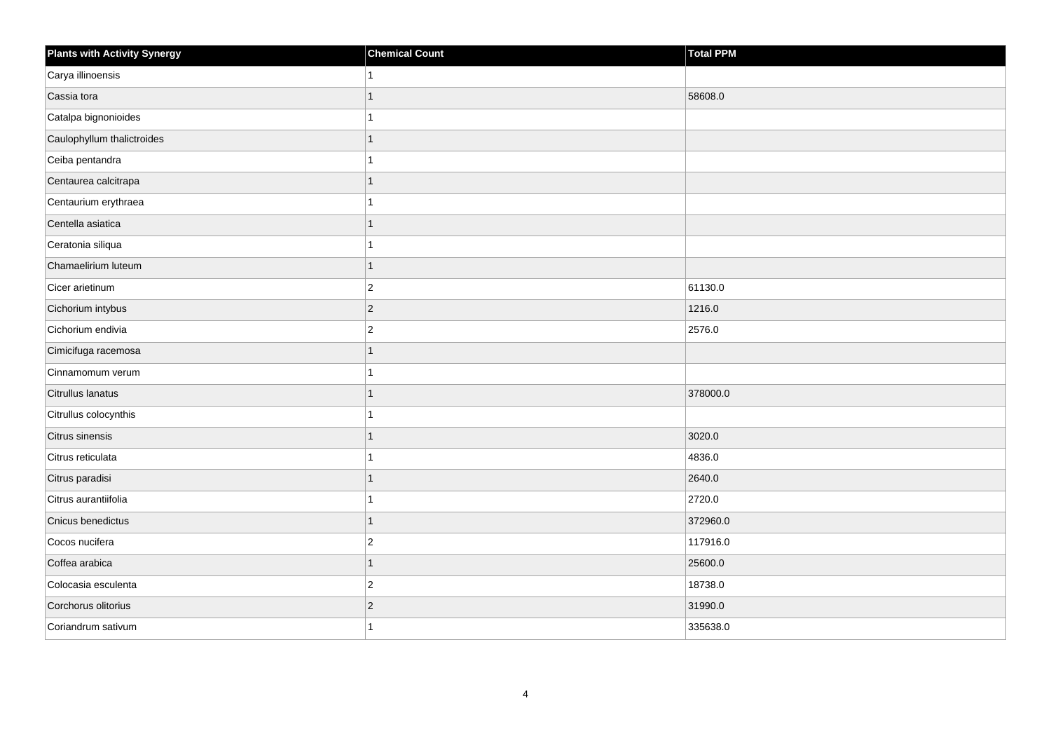| Plants with Activity Synergy | Chemical Count | Total PPM |
|---|---|---|
| Carya illinoensis | 1 | |
| Cassia tora | 1 | 58608.0 |
| Catalpa bignonioides | 1 | |
| Caulophyllum thalictroides | 1 | |
| Ceiba pentandra | 1 | |
| Centaurea calcitrapa | 1 | |
| Centaurium erythraea | 1 | |
| Centella asiatica | 1 | |
| Ceratonia siliqua | 1 | |
| Chamaelirium luteum | 1 | |
| Cicer arietinum | 2 | 61130.0 |
| Cichorium intybus | 2 | 1216.0 |
| Cichorium endivia | 2 | 2576.0 |
| Cimicifuga racemosa | 1 | |
| Cinnamomum verum | 1 | |
| Citrullus lanatus | 1 | 378000.0 |
| Citrullus colocynthis | 1 | |
| Citrus sinensis | 1 | 3020.0 |
| Citrus reticulata | 1 | 4836.0 |
| Citrus paradisi | 1 | 2640.0 |
| Citrus aurantiifolia | 1 | 2720.0 |
| Cnicus benedictus | 1 | 372960.0 |
| Cocos nucifera | 2 | 117916.0 |
| Coffea arabica | 1 | 25600.0 |
| Colocasia esculenta | 2 | 18738.0 |
| Corchorus olitorius | 2 | 31990.0 |
| Coriandrum sativum | 1 | 335638.0 |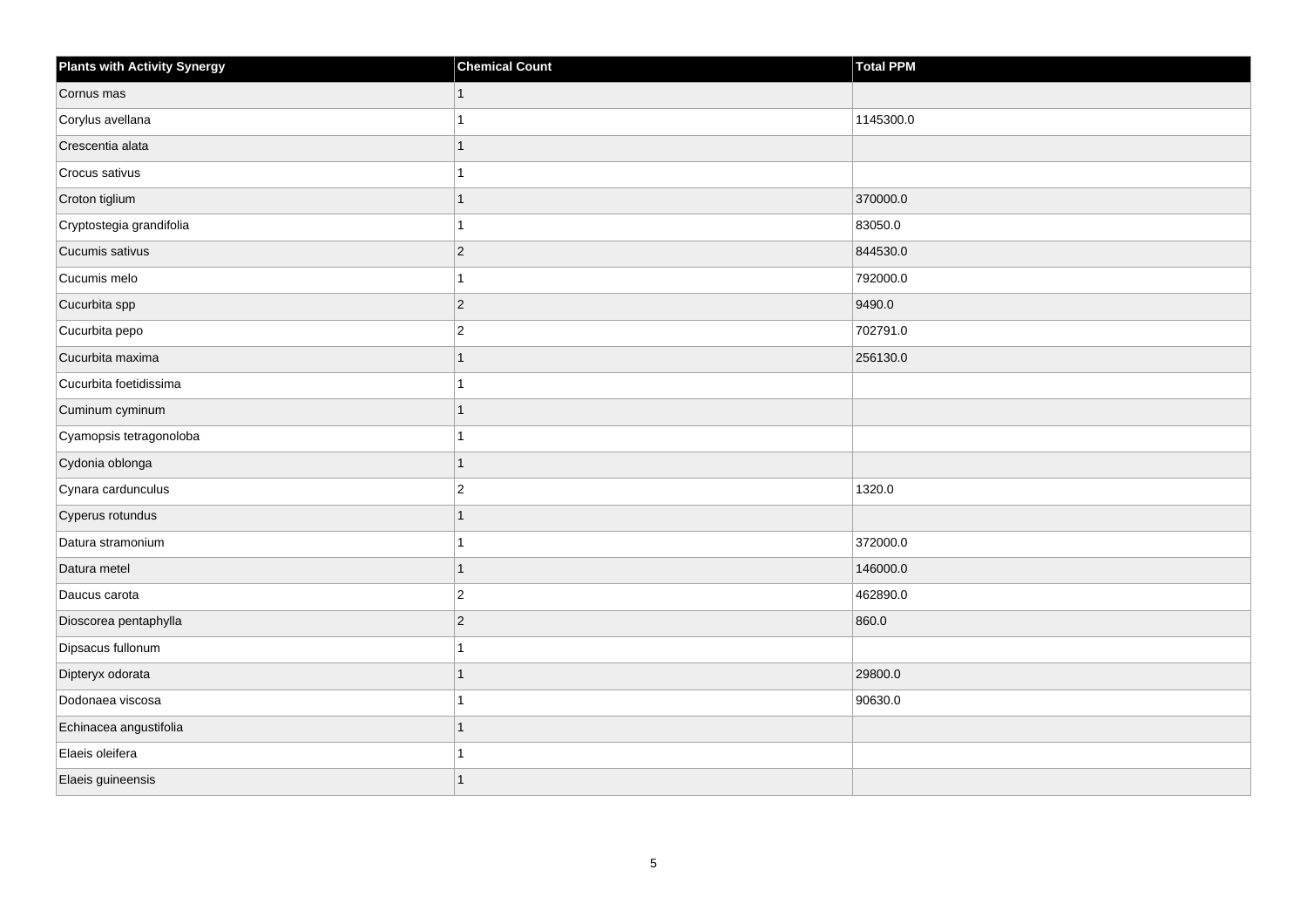| Plants with Activity Synergy | Chemical Count | Total PPM |
| --- | --- | --- |
| Cornus mas | 1 | |
| Corylus avellana | 1 | 1145300.0 |
| Crescentia alata | 1 | |
| Crocus sativus | 1 | |
| Croton tiglium | 1 | 370000.0 |
| Cryptostegia grandifolia | 1 | 83050.0 |
| Cucumis sativus | 2 | 844530.0 |
| Cucumis melo | 1 | 792000.0 |
| Cucurbita spp | 2 | 9490.0 |
| Cucurbita pepo | 2 | 702791.0 |
| Cucurbita maxima | 1 | 256130.0 |
| Cucurbita foetidissima | 1 | |
| Cuminum cyminum | 1 | |
| Cyamopsis tetragonoloba | 1 | |
| Cydonia oblonga | 1 | |
| Cynara cardunculus | 2 | 1320.0 |
| Cyperus rotundus | 1 | |
| Datura stramonium | 1 | 372000.0 |
| Datura metel | 1 | 146000.0 |
| Daucus carota | 2 | 462890.0 |
| Dioscorea pentaphylla | 2 | 860.0 |
| Dipsacus fullonum | 1 | |
| Dipteryx odorata | 1 | 29800.0 |
| Dodonaea viscosa | 1 | 90630.0 |
| Echinacea angustifolia | 1 | |
| Elaeis oleifera | 1 | |
| Elaeis guineensis | 1 | |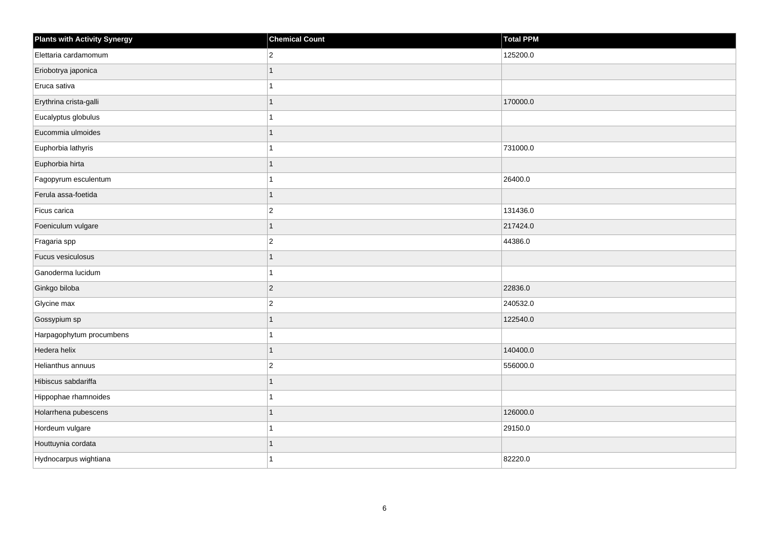| Plants with Activity Synergy | Chemical Count | Total PPM |
|---|---|---|
| Elettaria cardamomum | 2 | 125200.0 |
| Eriobotrya japonica | 1 | |
| Eruca sativa | 1 | |
| Erythrina crista-galli | 1 | 170000.0 |
| Eucalyptus globulus | 1 | |
| Eucommia ulmoides | 1 | |
| Euphorbia lathyris | 1 | 731000.0 |
| Euphorbia hirta | 1 | |
| Fagopyrum esculentum | 1 | 26400.0 |
| Ferula assa-foetida | 1 | |
| Ficus carica | 2 | 131436.0 |
| Foeniculum vulgare | 1 | 217424.0 |
| Fragaria spp | 2 | 44386.0 |
| Fucus vesiculosus | 1 | |
| Ganoderma lucidum | 1 | |
| Ginkgo biloba | 2 | 22836.0 |
| Glycine max | 2 | 240532.0 |
| Gossypium sp | 1 | 122540.0 |
| Harpagophytum procumbens | 1 | |
| Hedera helix | 1 | 140400.0 |
| Helianthus annuus | 2 | 556000.0 |
| Hibiscus sabdariffa | 1 | |
| Hippophae rhamnoides | 1 | |
| Holarrhena pubescens | 1 | 126000.0 |
| Hordeum vulgare | 1 | 29150.0 |
| Houttuynia cordata | 1 | |
| Hydnocarpus wightiana | 1 | 82220.0 |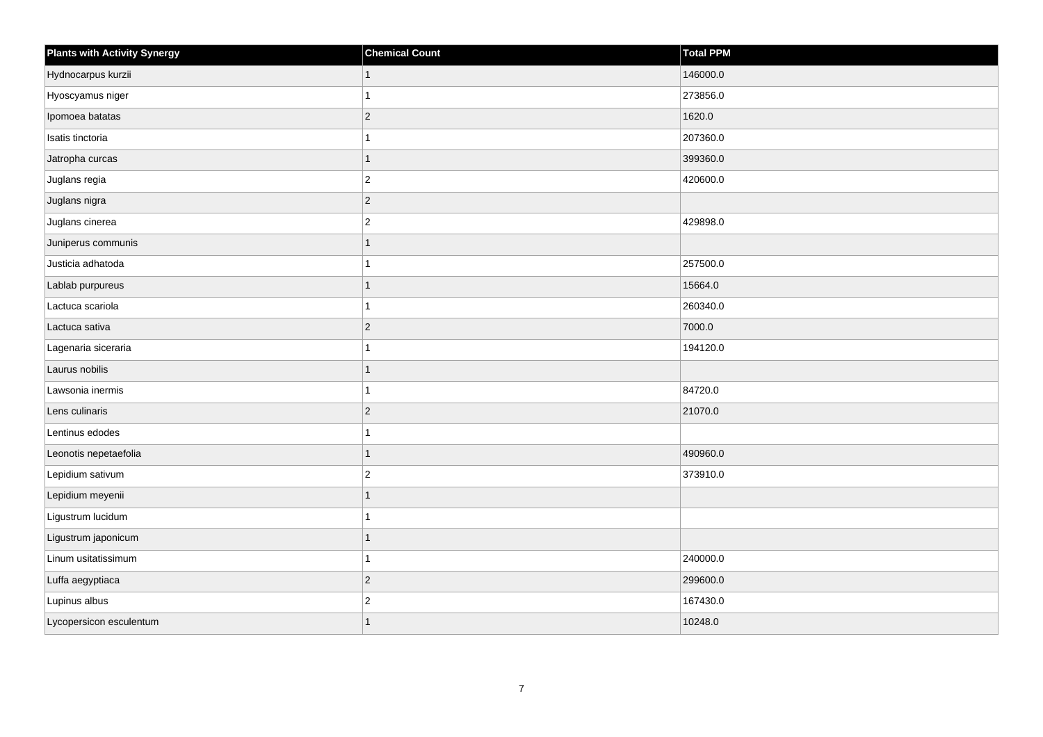| Plants with Activity Synergy | Chemical Count | Total PPM |
| --- | --- | --- |
| Hydnocarpus kurzii | 1 | 146000.0 |
| Hyoscyamus niger | 1 | 273856.0 |
| Ipomoea batatas | 2 | 1620.0 |
| Isatis tinctoria | 1 | 207360.0 |
| Jatropha curcas | 1 | 399360.0 |
| Juglans regia | 2 | 420600.0 |
| Juglans nigra | 2 | |
| Juglans cinerea | 2 | 429898.0 |
| Juniperus communis | 1 | |
| Justicia adhatoda | 1 | 257500.0 |
| Lablab purpureus | 1 | 15664.0 |
| Lactuca scariola | 1 | 260340.0 |
| Lactuca sativa | 2 | 7000.0 |
| Lagenaria siceraria | 1 | 194120.0 |
| Laurus nobilis | 1 | |
| Lawsonia inermis | 1 | 84720.0 |
| Lens culinaris | 2 | 21070.0 |
| Lentinus edodes | 1 | |
| Leonotis nepetaefolia | 1 | 490960.0 |
| Lepidium sativum | 2 | 373910.0 |
| Lepidium meyenii | 1 | |
| Ligustrum lucidum | 1 | |
| Ligustrum japonicum | 1 | |
| Linum usitatissimum | 1 | 240000.0 |
| Luffa aegyptiaca | 2 | 299600.0 |
| Lupinus albus | 2 | 167430.0 |
| Lycopersicon esculentum | 1 | 10248.0 |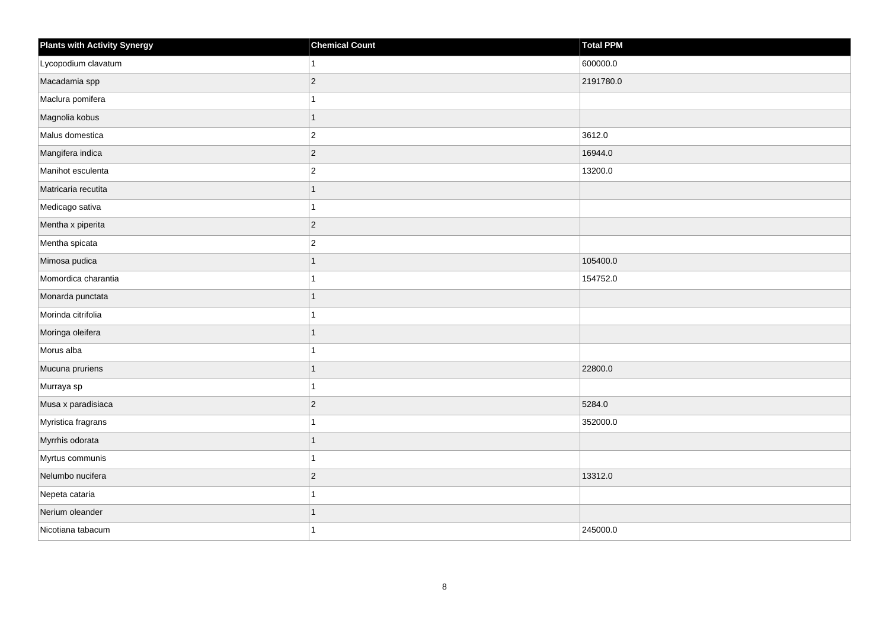| Plants with Activity Synergy | Chemical Count | Total PPM |
|---|---|---|
| Lycopodium clavatum | 1 | 600000.0 |
| Macadamia spp | 2 | 2191780.0 |
| Maclura pomifera | 1 | |
| Magnolia kobus | 1 | |
| Malus domestica | 2 | 3612.0 |
| Mangifera indica | 2 | 16944.0 |
| Manihot esculenta | 2 | 13200.0 |
| Matricaria recutita | 1 | |
| Medicago sativa | 1 | |
| Mentha x piperita | 2 | |
| Mentha spicata | 2 | |
| Mimosa pudica | 1 | 105400.0 |
| Momordica charantia | 1 | 154752.0 |
| Monarda punctata | 1 | |
| Morinda citrifolia | 1 | |
| Moringa oleifera | 1 | |
| Morus alba | 1 | |
| Mucuna pruriens | 1 | 22800.0 |
| Murraya sp | 1 | |
| Musa x paradisiaca | 2 | 5284.0 |
| Myristica fragrans | 1 | 352000.0 |
| Myrrhis odorata | 1 | |
| Myrtus communis | 1 | |
| Nelumbo nucifera | 2 | 13312.0 |
| Nepeta cataria | 1 | |
| Nerium oleander | 1 | |
| Nicotiana tabacum | 1 | 245000.0 |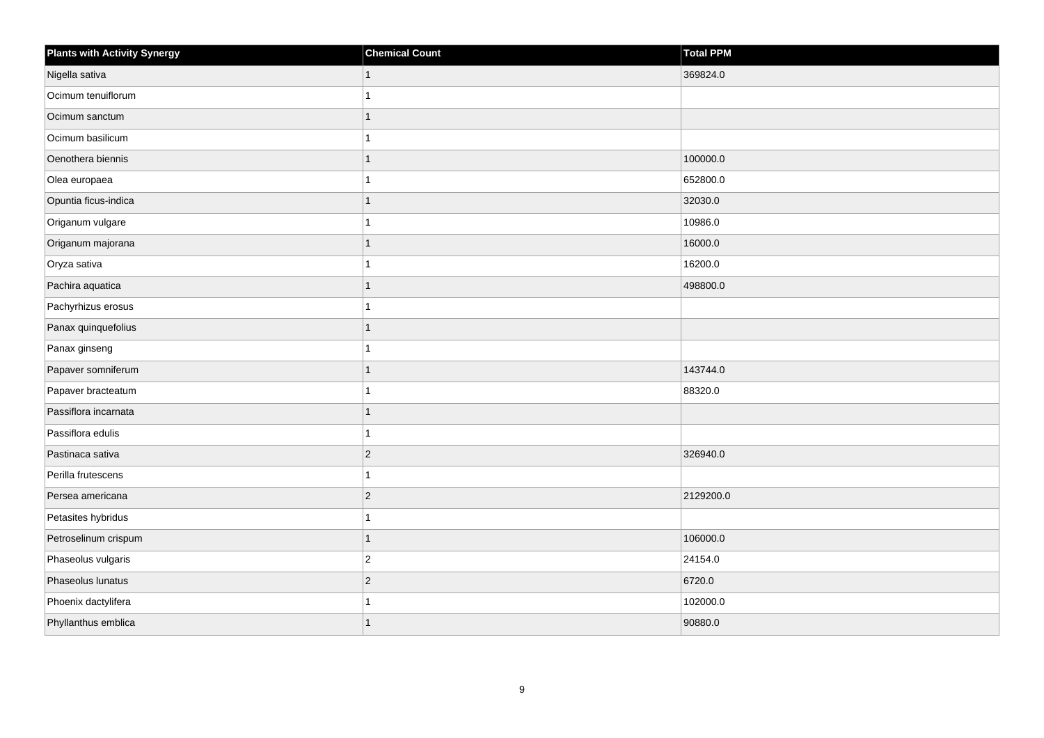| Plants with Activity Synergy | Chemical Count | Total PPM |
| --- | --- | --- |
| Nigella sativa | 1 | 369824.0 |
| Ocimum tenuiflorum | 1 | |
| Ocimum sanctum | 1 | |
| Ocimum basilicum | 1 | |
| Oenothera biennis | 1 | 100000.0 |
| Olea europaea | 1 | 652800.0 |
| Opuntia ficus-indica | 1 | 32030.0 |
| Origanum vulgare | 1 | 10986.0 |
| Origanum majorana | 1 | 16000.0 |
| Oryza sativa | 1 | 16200.0 |
| Pachira aquatica | 1 | 498800.0 |
| Pachyrhizus erosus | 1 | |
| Panax quinquefolius | 1 | |
| Panax ginseng | 1 | |
| Papaver somniferum | 1 | 143744.0 |
| Papaver bracteatum | 1 | 88320.0 |
| Passiflora incarnata | 1 | |
| Passiflora edulis | 1 | |
| Pastinaca sativa | 2 | 326940.0 |
| Perilla frutescens | 1 | |
| Persea americana | 2 | 2129200.0 |
| Petasites hybridus | 1 | |
| Petroselinum crispum | 1 | 106000.0 |
| Phaseolus vulgaris | 2 | 24154.0 |
| Phaseolus lunatus | 2 | 6720.0 |
| Phoenix dactylifera | 1 | 102000.0 |
| Phyllanthus emblica | 1 | 90880.0 |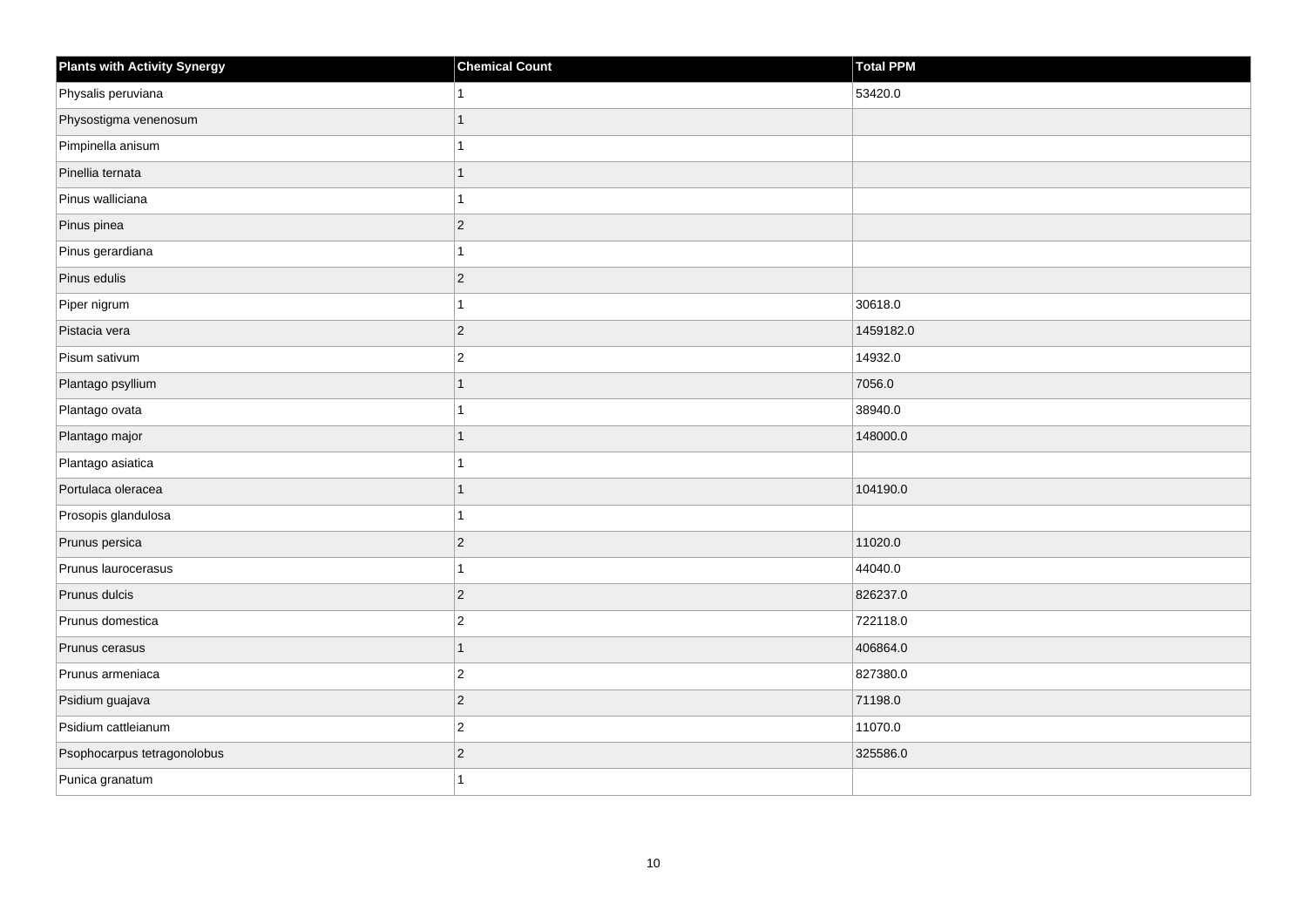| Plants with Activity Synergy | Chemical Count | Total PPM |
| --- | --- | --- |
| Physalis peruviana | 1 | 53420.0 |
| Physostigma venenosum | 1 | |
| Pimpinella anisum | 1 | |
| Pinellia ternata | 1 | |
| Pinus walliciana | 1 | |
| Pinus pinea | 2 | |
| Pinus gerardiana | 1 | |
| Pinus edulis | 2 | |
| Piper nigrum | 1 | 30618.0 |
| Pistacia vera | 2 | 1459182.0 |
| Pisum sativum | 2 | 14932.0 |
| Plantago psyllium | 1 | 7056.0 |
| Plantago ovata | 1 | 38940.0 |
| Plantago major | 1 | 148000.0 |
| Plantago asiatica | 1 | |
| Portulaca oleracea | 1 | 104190.0 |
| Prosopis glandulosa | 1 | |
| Prunus persica | 2 | 11020.0 |
| Prunus laurocerasus | 1 | 44040.0 |
| Prunus dulcis | 2 | 826237.0 |
| Prunus domestica | 2 | 722118.0 |
| Prunus cerasus | 1 | 406864.0 |
| Prunus armeniaca | 2 | 827380.0 |
| Psidium guajava | 2 | 71198.0 |
| Psidium cattleianum | 2 | 11070.0 |
| Psophocarpus tetragonolobus | 2 | 325586.0 |
| Punica granatum | 1 | |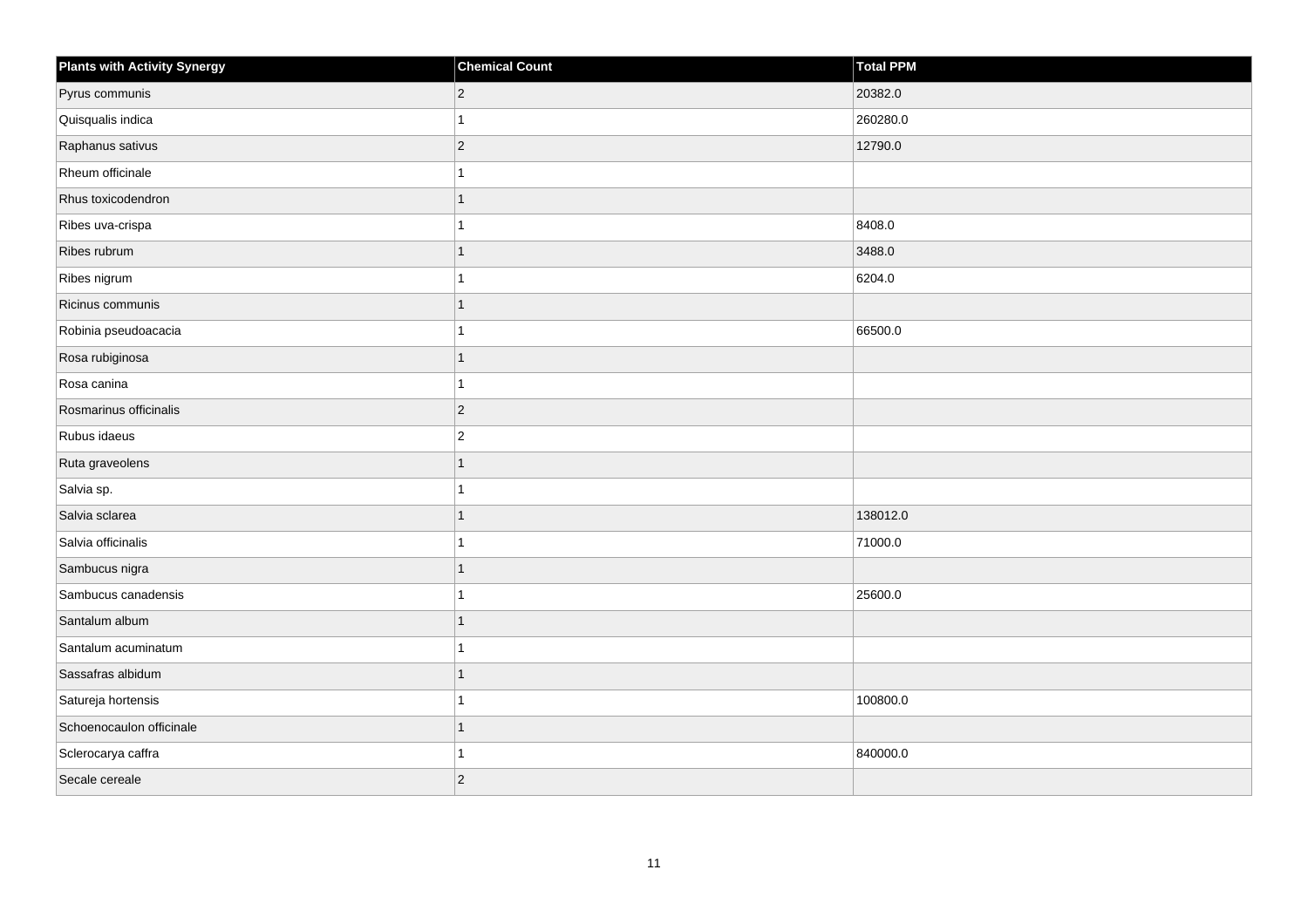| Plants with Activity Synergy | Chemical Count | Total PPM |
|---|---|---|
| Pyrus communis | 2 | 20382.0 |
| Quisqualis indica | 1 | 260280.0 |
| Raphanus sativus | 2 | 12790.0 |
| Rheum officinale | 1 | |
| Rhus toxicodendron | 1 | |
| Ribes uva-crispa | 1 | 8408.0 |
| Ribes rubrum | 1 | 3488.0 |
| Ribes nigrum | 1 | 6204.0 |
| Ricinus communis | 1 | |
| Robinia pseudoacacia | 1 | 66500.0 |
| Rosa rubiginosa | 1 | |
| Rosa canina | 1 | |
| Rosmarinus officinalis | 2 | |
| Rubus idaeus | 2 | |
| Ruta graveolens | 1 | |
| Salvia sp. | 1 | |
| Salvia sclarea | 1 | 138012.0 |
| Salvia officinalis | 1 | 71000.0 |
| Sambucus nigra | 1 | |
| Sambucus canadensis | 1 | 25600.0 |
| Santalum album | 1 | |
| Santalum acuminatum | 1 | |
| Sassafras albidum | 1 | |
| Satureja hortensis | 1 | 100800.0 |
| Schoenocaulon officinale | 1 | |
| Sclerocarya caffra | 1 | 840000.0 |
| Secale cereale | 2 | |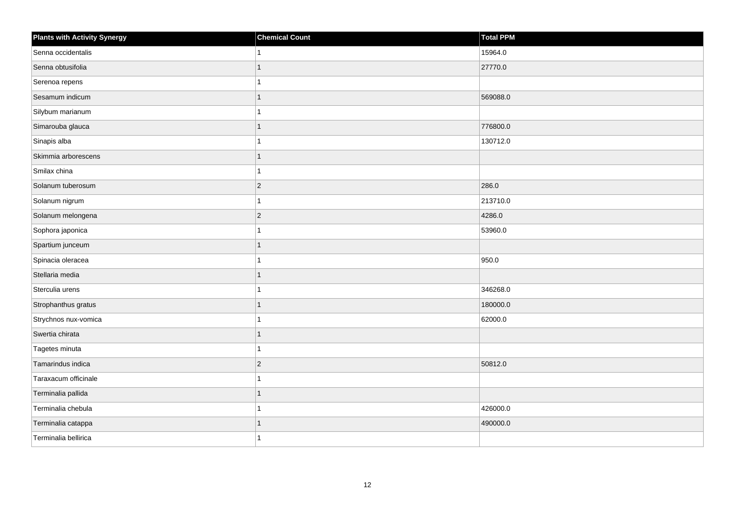| Plants with Activity Synergy | Chemical Count | Total PPM |
| --- | --- | --- |
| Senna occidentalis | 1 | 15964.0 |
| Senna obtusifolia | 1 | 27770.0 |
| Serenoa repens | 1 | |
| Sesamum indicum | 1 | 569088.0 |
| Silybum marianum | 1 | |
| Simarouba glauca | 1 | 776800.0 |
| Sinapis alba | 1 | 130712.0 |
| Skimmia arborescens | 1 | |
| Smilax china | 1 | |
| Solanum tuberosum | 2 | 286.0 |
| Solanum nigrum | 1 | 213710.0 |
| Solanum melongena | 2 | 4286.0 |
| Sophora japonica | 1 | 53960.0 |
| Spartium junceum | 1 | |
| Spinacia oleracea | 1 | 950.0 |
| Stellaria media | 1 | |
| Sterculia urens | 1 | 346268.0 |
| Strophanthus gratus | 1 | 180000.0 |
| Strychnos nux-vomica | 1 | 62000.0 |
| Swertia chirata | 1 | |
| Tagetes minuta | 1 | |
| Tamarindus indica | 2 | 50812.0 |
| Taraxacum officinale | 1 | |
| Terminalia pallida | 1 | |
| Terminalia chebula | 1 | 426000.0 |
| Terminalia catappa | 1 | 490000.0 |
| Terminalia bellirica | 1 | |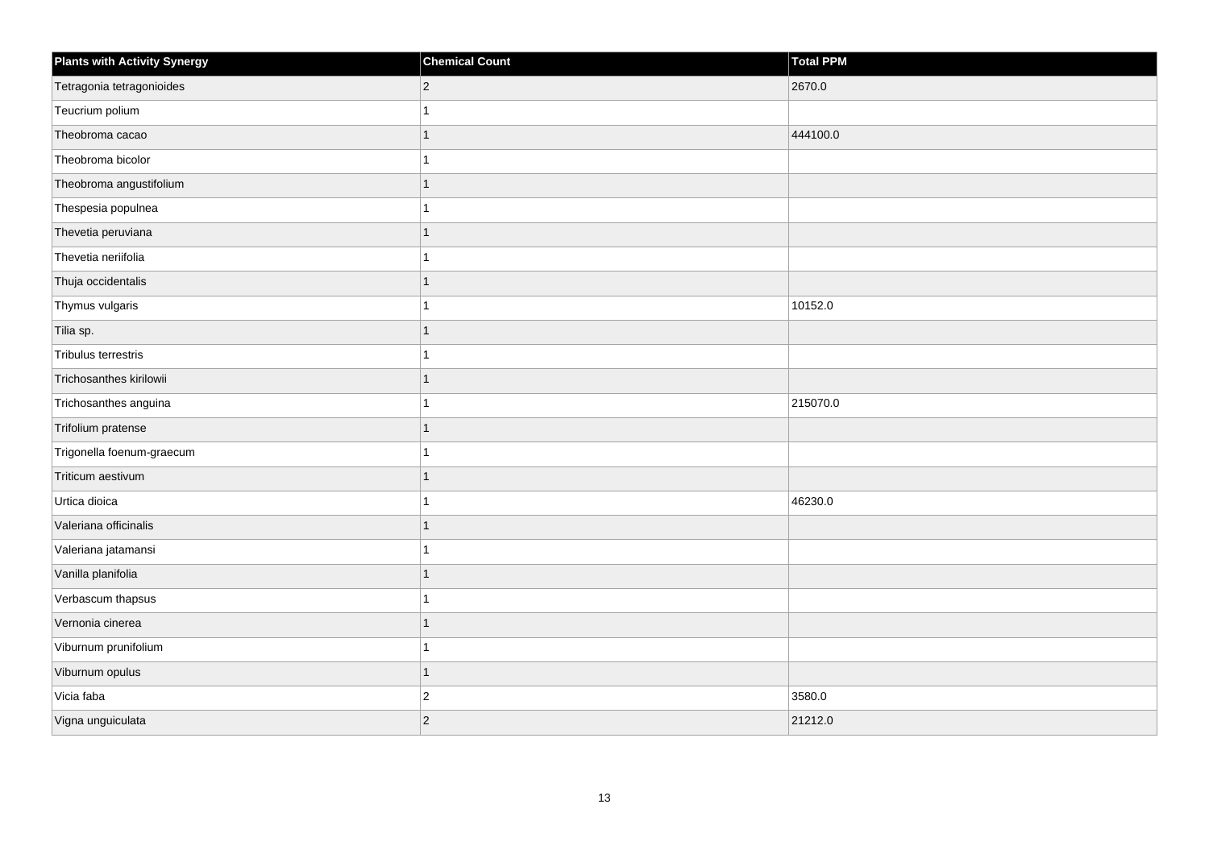| Plants with Activity Synergy | Chemical Count | Total PPM |
| --- | --- | --- |
| Tetragonia tetragonioides | 2 | 2670.0 |
| Teucrium polium | 1 | |
| Theobroma cacao | 1 | 444100.0 |
| Theobroma bicolor | 1 | |
| Theobroma angustifolium | 1 | |
| Thespesia populnea | 1 | |
| Thevetia peruviana | 1 | |
| Thevetia neriifolia | 1 | |
| Thuja occidentalis | 1 | |
| Thymus vulgaris | 1 | 10152.0 |
| Tilia sp. | 1 | |
| Tribulus terrestris | 1 | |
| Trichosanthes kirilowii | 1 | |
| Trichosanthes anguina | 1 | 215070.0 |
| Trifolium pratense | 1 | |
| Trigonella foenum-graecum | 1 | |
| Triticum aestivum | 1 | |
| Urtica dioica | 1 | 46230.0 |
| Valeriana officinalis | 1 | |
| Valeriana jatamansi | 1 | |
| Vanilla planifolia | 1 | |
| Verbascum thapsus | 1 | |
| Vernonia cinerea | 1 | |
| Viburnum prunifolium | 1 | |
| Viburnum opulus | 1 | |
| Vicia faba | 2 | 3580.0 |
| Vigna unguiculata | 2 | 21212.0 |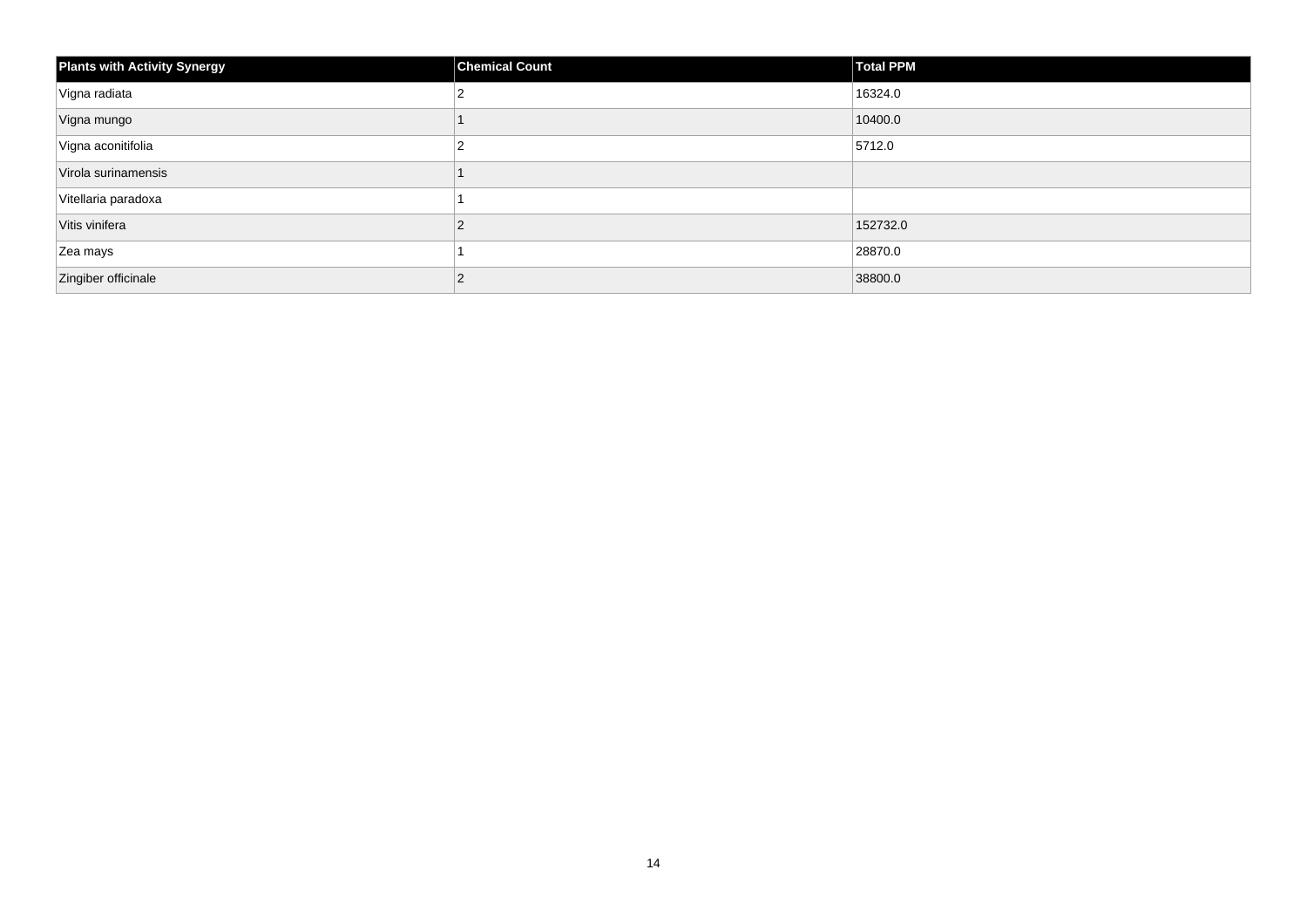| Plants with Activity Synergy | Chemical Count | Total PPM |
|---|---|---|
| Vigna radiata | 2 | 16324.0 |
| Vigna mungo | 1 | 10400.0 |
| Vigna aconitifolia | 2 | 5712.0 |
| Virola surinamensis | 1 | |
| Vitellaria paradoxa | 1 | |
| Vitis vinifera | 2 | 152732.0 |
| Zea mays | 1 | 28870.0 |
| Zingiber officinale | 2 | 38800.0 |